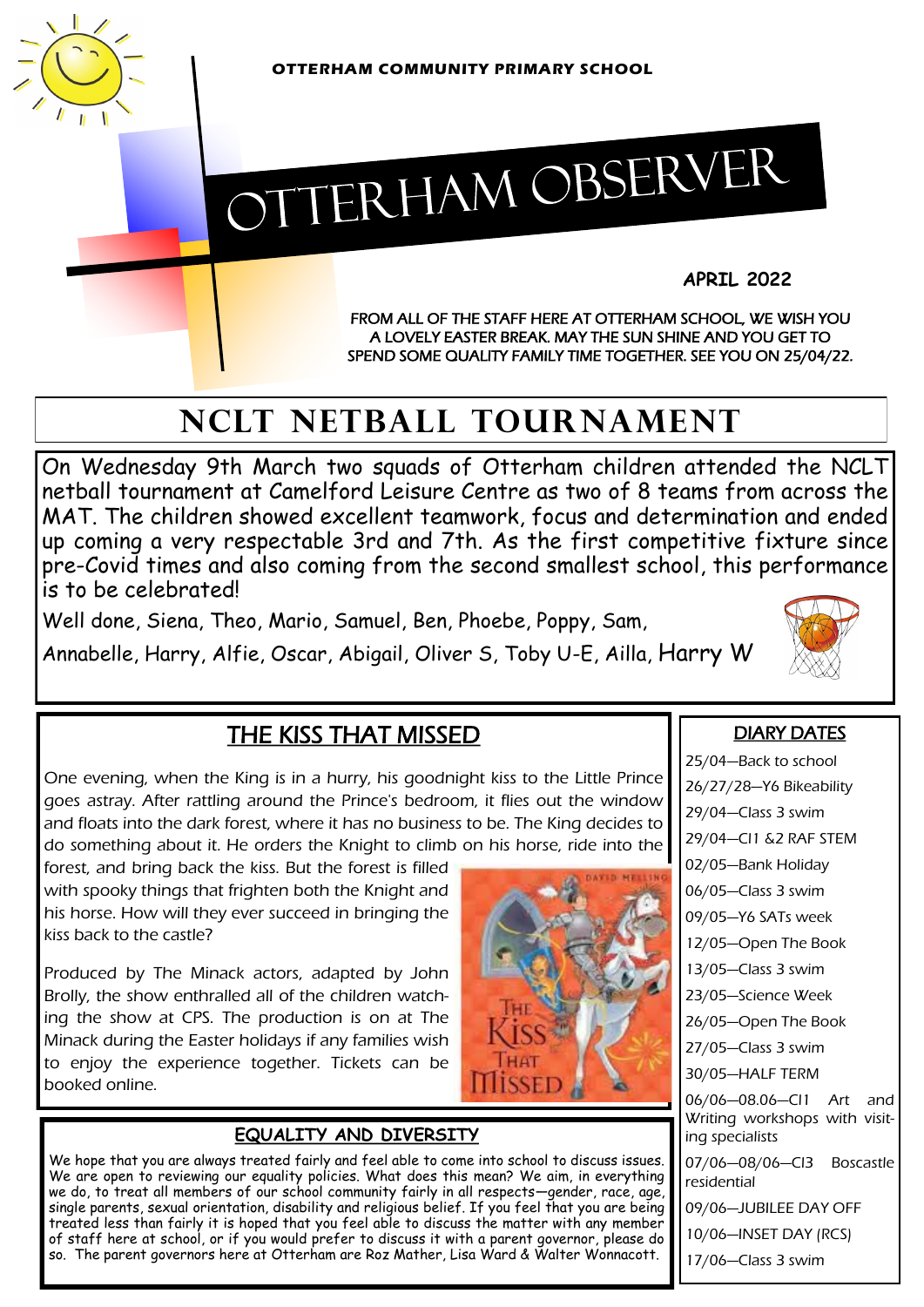**OTTERHAM COMMUNITY PRIMARY SCHOOL**

# OTTERHAM OBSERVER

**APRIL 2022**

FROM ALL OF THE STAFF HERE AT OTTERHAM SCHOOL, WE WISH YOU A LOVELY EASTER BREAK. MAY THE SUN SHINE AND YOU GET TO SPEND SOME QUALITY FAMILY TIME TOGETHER. SEE YOU ON 25/04/22.

## NCLT NETBALL TOURNAMENT

On Wednesday 9th March two squads of Otterham children attended the NCLT netball tournament at Camelford Leisure Centre as two of 8 teams from across the MAT. The children showed excellent teamwork, focus and determination and ended up coming a very respectable 3rd and 7th. As the first competitive fixture since pre-Covid times and also coming from the second smallest school, this performance is to be celebrated!

Well done, Siena, Theo, Mario, Samuel, Ben, Phoebe, Poppy, Sam, Annabelle, Harry, Alfie, Oscar, Abigail, Oliver S, Toby U-E, Ailla, Harry W

## THE KISS THAT MISSED

One evening, when the King is in a hurry, his goodnight kiss to the Little Prince goes astray. After rattling around the Prince's bedroom, it flies out the window and floats into the dark forest, where it has no business to be. The King decides to do something about it. He orders the Knight to climb on his horse, ride into the forest, and bring back the kiss. But the forest is filled with spooky things that frighten both the Knight and his horse. How will they ever succeed in bringing the kiss back to the castle?

Produced by The Minack actors, adapted by John Brolly, the show enthralled all of the children watching the show at CPS. The production is on at The Minack during the Easter holidays if any families wish to enjoy the experience together. Tickets can be booked online.

## EQUALITY AND DIVERSITY

We hope that you are always treated fairly and feel able to come into school to discuss issues. We are open to reviewing our equality policies. What does this mean? We aim, in everything we do, to treat all members of our school community fairly in all respects—gender, race, age, single parents, sexual orientation, disability and religious belief. If you feel that you are being treated less than fairly it is hoped that you feel able to discuss the matter with any member of staff here at school, or if you would prefer to discuss it with a parent governor, please do so. The parent governors here at Otterham are Roz Mather, Lisa Ward & Walter Wonnacott.

## DIARY DATES

25/04—Back to school

26/27/28—Y6 Bikeability

29/04—Class 3 swim

29/04—Cl1 &2 RAF STEM

02/05—Bank Holiday

06/05—Class 3 swim

09/05—Y6 SATs week

12/05—Open The Book

13/05—Class 3 swim

23/05—Science Week

26/05—Open The Book

27/05—Class 3 swim

30/05—HALF TERM

06/06—08.06—Cl1 Art and Writing workshops with visiting specialists

07/06—08/06—Cl3 Boscastle residential

09/06—JUBILEE DAY OFF

10/06—INSET DAY (RCS)

17/06—Class 3 swim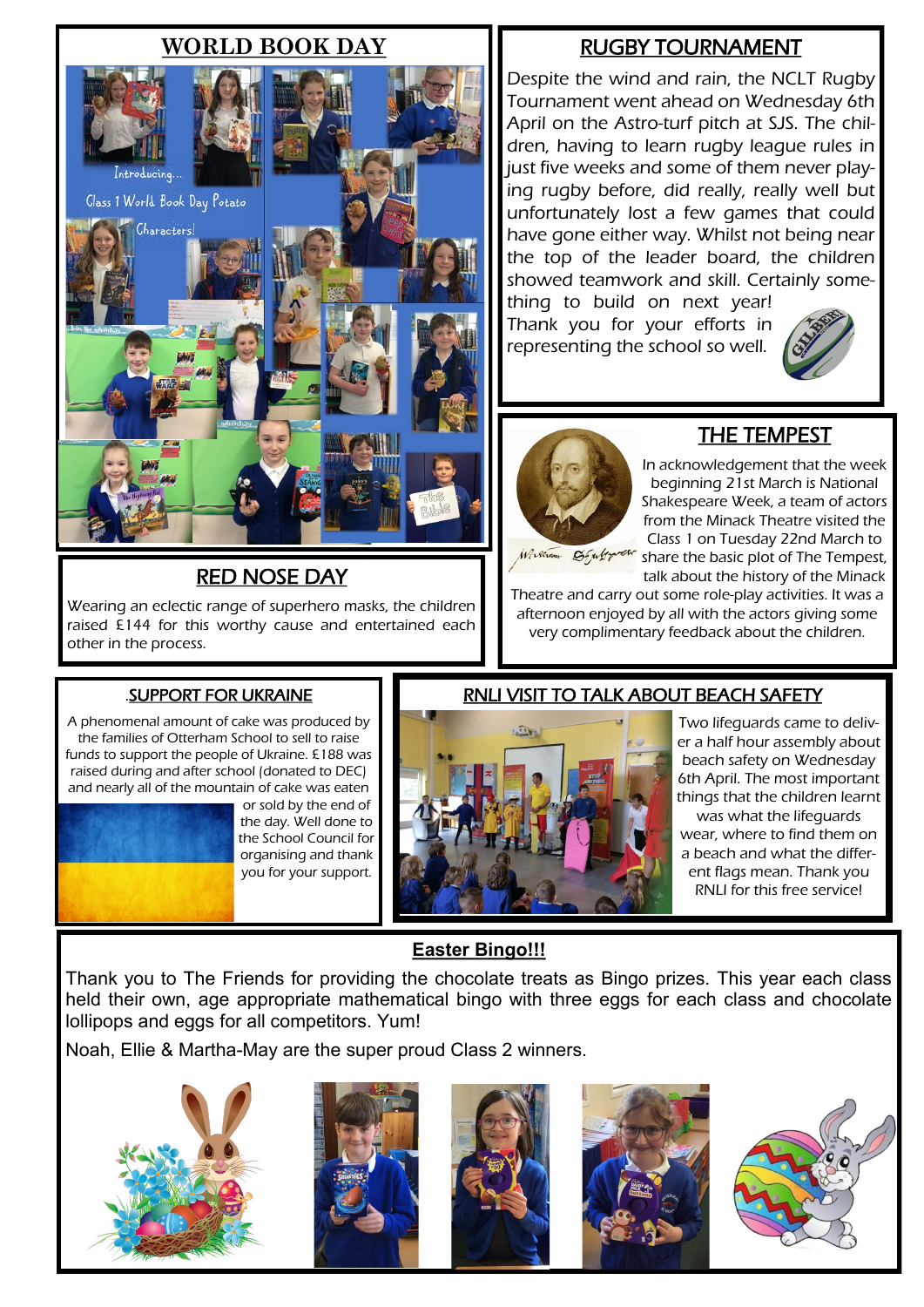## WORLD BOOK DAY

Introducing... Class 1 World Book Day Potato Characters!

## RED NOSE DAY

Wearing an eclectic range of superhero masks, the children raised £144 for this worthy cause and entertained each other in the process.

## RUGBY TOURNAMENT

Despite the wind and rain, the NCLT Rugby Tournament went ahead on Wednesday 6th April on the Astro-turf pitch at SJS. The children, having to learn rugby league rules in just five weeks and some of them never playing rugby before, did really, really well but unfortunately lost a few games that could have gone either way. Whilst not being near the top of the leader board, the children showed teamwork and skill. Certainly something to build on next year! Thank you for your efforts in representing the school so well.

## THE TEMPEST

In acknowledgement that the week beginning 21st March is National Shakespeare Week, a team of actors from the Minack Theatre visited the Class 1 on Tuesday 22nd March to share the basic plot of The Tempest, talk about the history of the Minack Theatre and carry out some role-play activities. It was a afternoon enjoyed by all with the actors giving some very complimentary feedback about the children.

## .SUPPORT FOR UKRAINE

A phenomenal amount of cake was produced by the families of Otterham School to sell to raise funds to support the people of Ukraine. £188 was raised during and after school (donated to DEC) and nearly all of the mountain of cake was eaten or sold by the end of the day. Well done to the School Council for organising and thank you for your support.

## RNLI VISIT TO TALK ABOUT BEACH SAFETY

Two lifeguards came to deliver a half hour assembly about beach safety on Wednesday 6th April. The most important things that the children learnt was what the lifeguards wear, where to find them on a beach and what the different flags mean. Thank you RNLI for this free service!

## Easter Bingo!!!

Thank you to The Friends for providing the chocolate treats as Bingo prizes. This year each class held their own, age appropriate mathematical bingo with three eggs for each class and chocolate lollipops and eggs for all competitors. Yum!

Noah, Ellie & Martha-May are the super proud Class 2 winners.